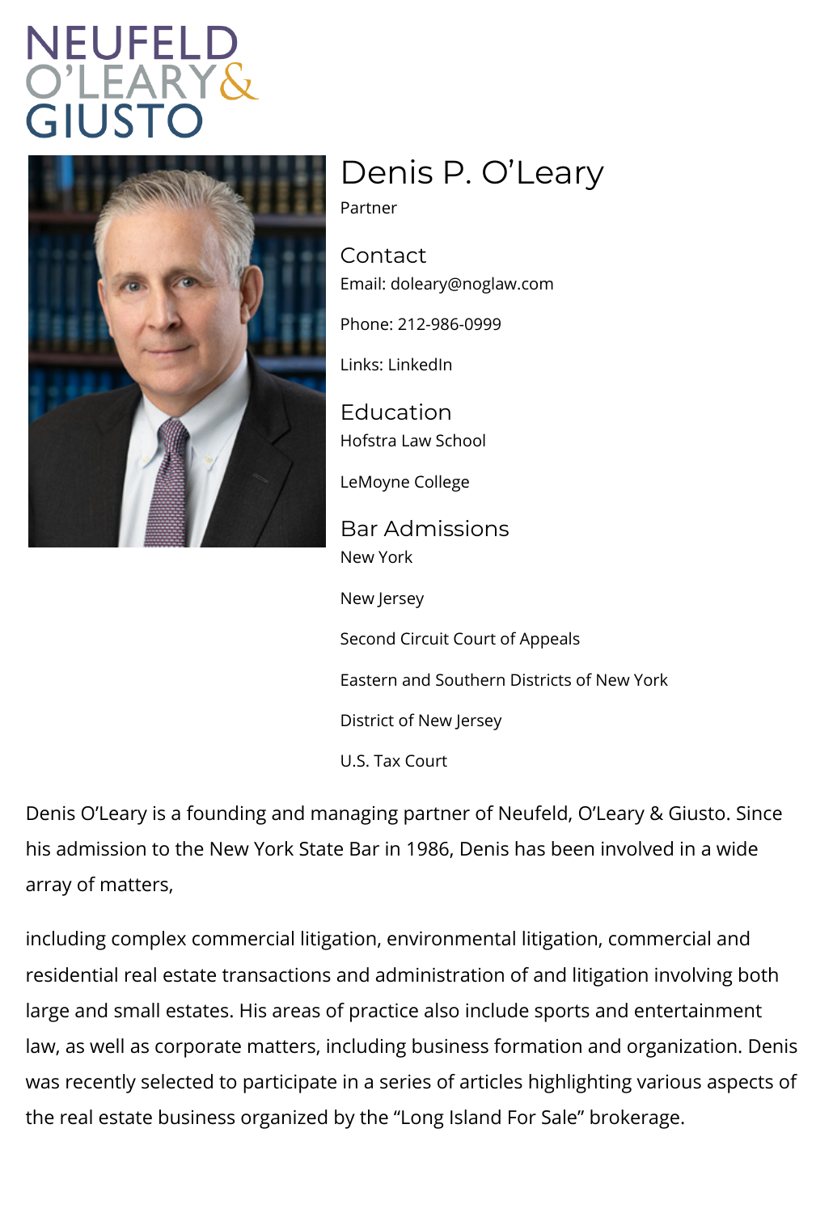NEUFELD O'LEARY & GIUSTO

# Denis P. O'Leary

Partner

## Contact

Email: doleary@noglaw.com

Phone: 212-986-0999

Links: LinkedIn

## Education

Hofstra Law School

LeMoyne College

## Bar Admissions

New York

New Jersey

Second Circuit Court of Appeals

Eastern and Southern Districts of New York

District of New Jersey

U.S. Tax Court

Denis O'Leary is a founding and managing partner of Neufeld, O'Leary & Giusto. Since his admission to the New York State Bar in 1986, Denis has been involved in a wide array of matters,

including complex commercial litigation, environmental litigation, commercial and residential real estate transactions and administration of and litigation involving both large and small estates. His areas of practice also include sports and entertainment law, as well as corporate matters, including business formation and organization. Denis was recently selected to participate in a series of articles highlighting various aspects of the real estate business organized by the "Long Island For Sale" brokerage.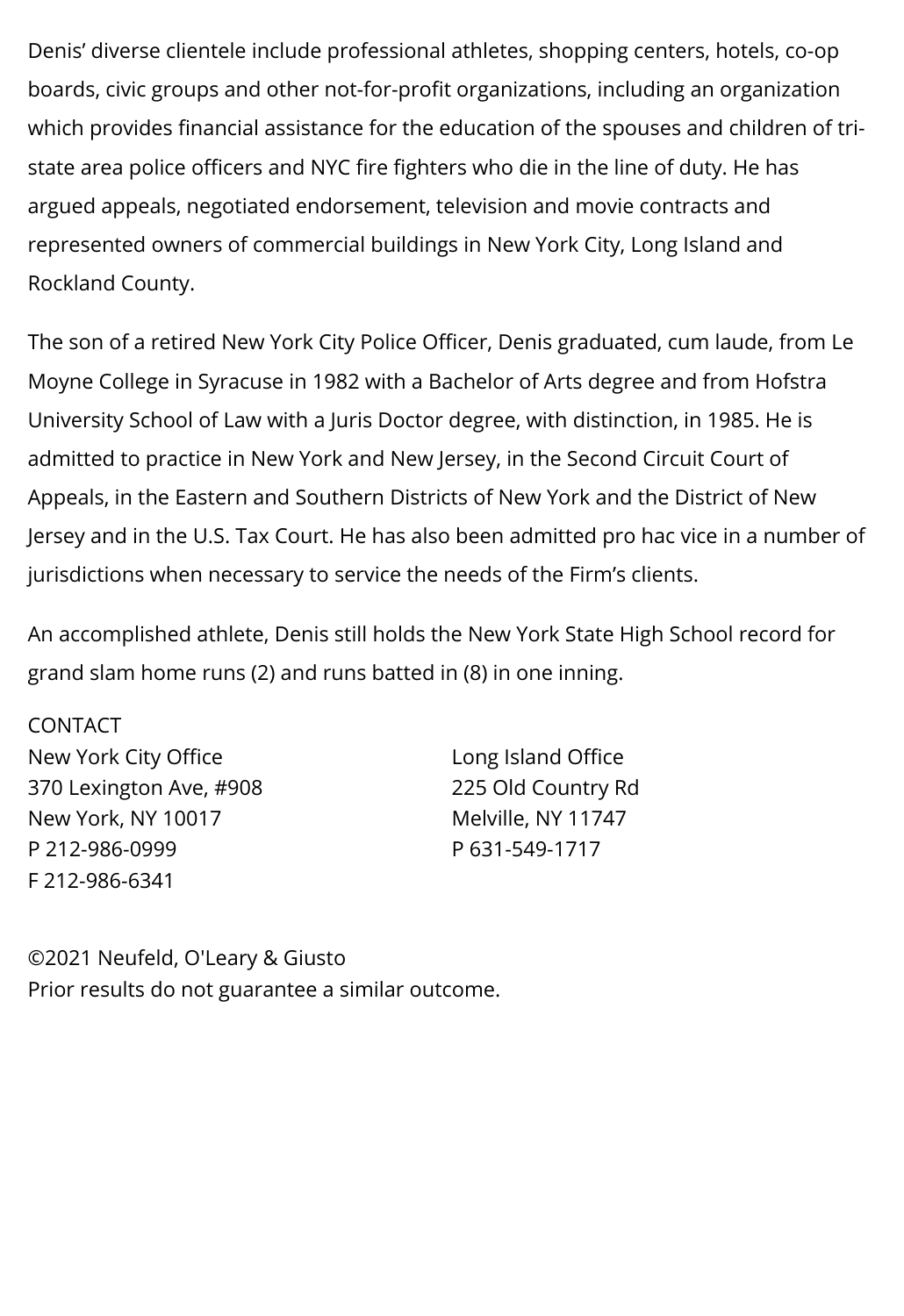Denis' diverse clientele include professional athletes, shopping centers, hotels, co-op boards, civic groups and other not-for-profit organizations, including an organization which provides financial assistance for the education of the spouses and children of tri-state area police officers and NYC fire fighters who die in the line of duty. He has argued appeals, negotiated endorsement, television and movie contracts and represented owners of commercial buildings in New York City, Long Island and Rockland County.

The son of a retired New York City Police Officer, Denis graduated, cum laude, from Le Moyne College in Syracuse in 1982 with a Bachelor of Arts degree and from Hofstra University School of Law with a Juris Doctor degree, with distinction, in 1985. He is admitted to practice in New York and New Jersey, in the Second Circuit Court of Appeals, in the Eastern and Southern Districts of New York and the District of New Jersey and in the U.S. Tax Court. He has also been admitted pro hac vice in a number of jurisdictions when necessary to service the needs of the Firm's clients.

An accomplished athlete, Denis still holds the New York State High School record for grand slam home runs (2) and runs batted in (8) in one inning.

CONTACT

New York City Office
370 Lexington Ave, #908
New York, NY 10017
P 212-986-0999
F 212-986-6341

Long Island Office
225 Old Country Rd
Melville, NY 11747
P 631-549-1717

©2021 Neufeld, O'Leary & Giusto
Prior results do not guarantee a similar outcome.